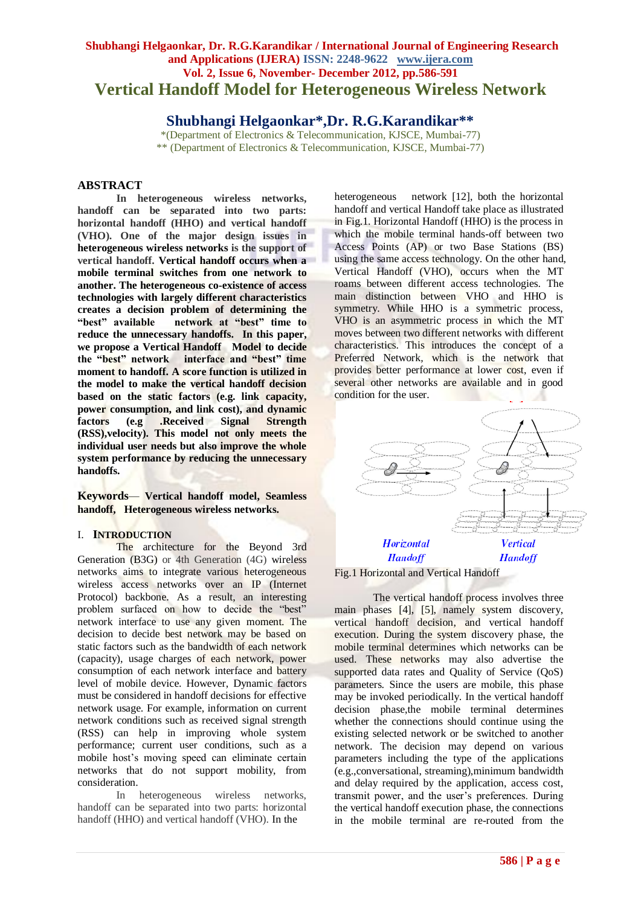# Vertical Handoff Model for Heterogeneous Wireless Network

## Shubhangi Helgaonkar*,Dr. R.G.Karandikar**

*(Department of Electronics & Telecommunication, KJSCE, Mumbai-77)
** (Department of Electronics & Telecommunication, KJSCE, Mumbai-77)

## ABSTRACT

**In heterogeneous wireless networks, handoff can be separated into two parts: horizontal handoff (HHO) and vertical handoff (VHO). One of the major design issues in heterogeneous wireless networks is the support of vertical handoff. Vertical handoff occurs when a mobile terminal switches from one network to another. The heterogeneous co-existence of access technologies with largely different characteristics creates a decision problem of determining the "best" available network at "best" time to reduce the unnecessary handoffs. In this paper, we propose a Vertical Handoff Model to decide the "best" network interface and "best" time moment to handoff. A score function is utilized in the model to make the vertical handoff decision based on the static factors (e.g. link capacity, power consumption, and link cost), and dynamic factors (e.g .Received Signal Strength (RSS),velocity). This model not only meets the individual user needs but also improve the whole system performance by reducing the unnecessary handoffs.**

**Keywords— Vertical handoff model, Seamless handoff, Heterogeneous wireless networks.**

## I. Introduction

The architecture for the Beyond 3rd Generation (B3G) or 4th Generation (4G) wireless networks aims to integrate various heterogeneous wireless access networks over an IP (Internet Protocol) backbone. As a result, an interesting problem surfaced on how to decide the "best" network interface to use any given moment. The decision to decide best network may be based on static factors such as the bandwidth of each network (capacity), usage charges of each network, power consumption of each network interface and battery level of mobile device. However, Dynamic factors must be considered in handoff decisions for effective network usage. For example, information on current network conditions such as received signal strength (RSS) can help in improving whole system performance; current user conditions, such as a mobile host's moving speed can eliminate certain networks that do not support mobility, from consideration.

In heterogeneous wireless networks, handoff can be separated into two parts: horizontal handoff (HHO) and vertical handoff (VHO). In the heterogeneous network [12], both the horizontal handoff and vertical Handoff take place as illustrated in Fig.1. Horizontal Handoff (HHO) is the process in which the mobile terminal hands-off between two Access Points (AP) or two Base Stations (BS) using the same access technology. On the other hand, Vertical Handoff (VHO), occurs when the MT roams between different access technologies. The main distinction between VHO and HHO is symmetry. While HHO is a symmetric process, VHO is an asymmetric process in which the MT moves between two different networks with different characteristics. This introduces the concept of a Preferred Network, which is the network that provides better performance at lower cost, even if several other networks are available and in good condition for the user.

Fig.1 Horizontal and Vertical Handoff

The vertical handoff process involves three main phases [4], [5], namely system discovery, vertical handoff decision, and vertical handoff execution. During the system discovery phase, the mobile terminal determines which networks can be used. These networks may also advertise the supported data rates and Quality of Service (QoS) parameters. Since the users are mobile, this phase may be invoked periodically. In the vertical handoff decision phase,the mobile terminal determines whether the connections should continue using the existing selected network or be switched to another network. The decision may depend on various parameters including the type of the applications (e.g.,conversational, streaming),minimum bandwidth and delay required by the application, access cost, transmit power, and the user's preferences. During the vertical handoff execution phase, the connections in the mobile terminal are re-routed from the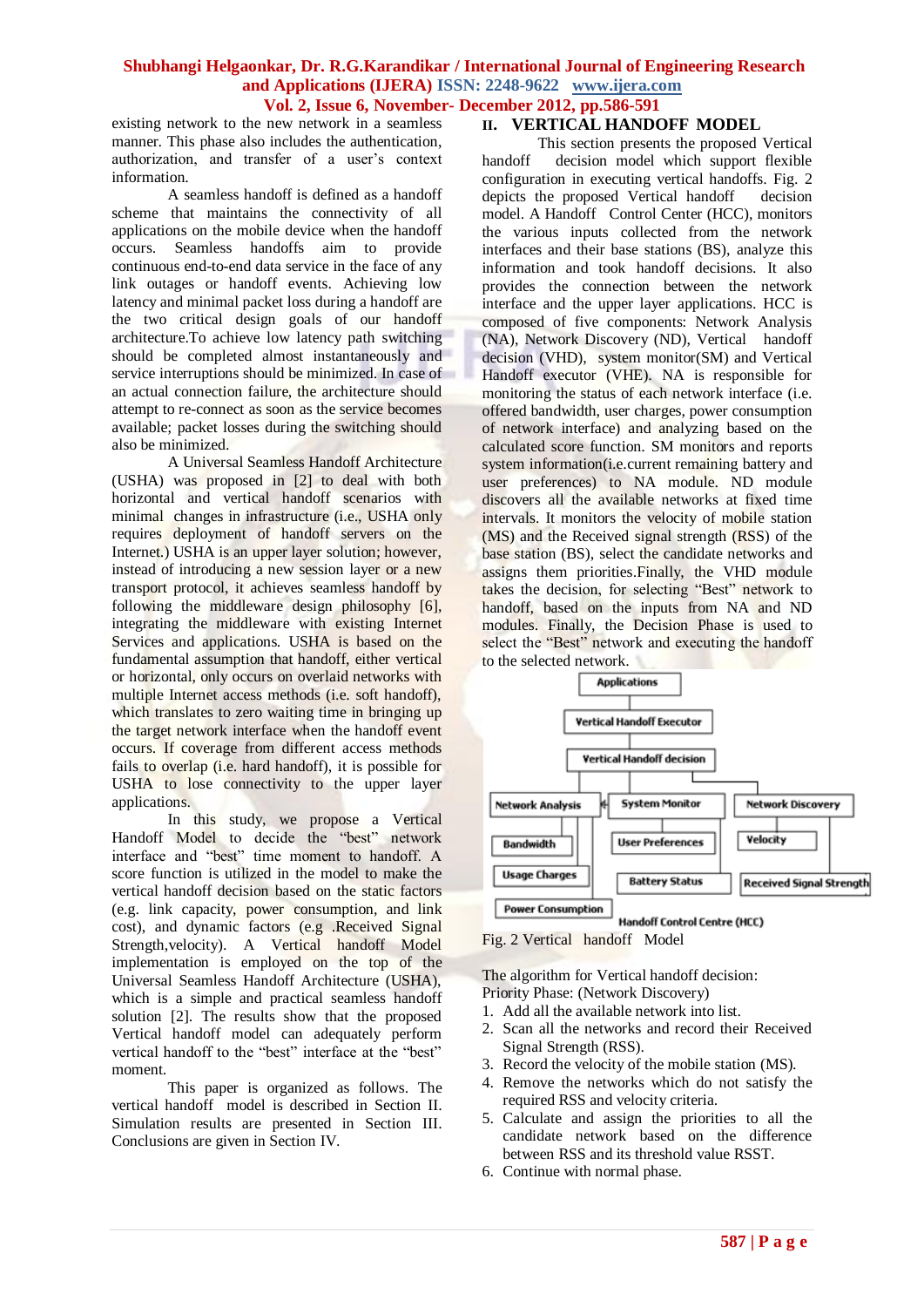existing network to the new network in a seamless manner. This phase also includes the authentication, authorization, and transfer of a user's context information.

A seamless handoff is defined as a handoff scheme that maintains the connectivity of all applications on the mobile device when the handoff occurs. Seamless handoffs aim to provide continuous end-to-end data service in the face of any link outages or handoff events. Achieving low latency and minimal packet loss during a handoff are the two critical design goals of our handoff architecture.To achieve low latency path switching should be completed almost instantaneously and service interruptions should be minimized. In case of an actual connection failure, the architecture should attempt to re-connect as soon as the service becomes available; packet losses during the switching should also be minimized.

A Universal Seamless Handoff Architecture (USHA) was proposed in [2] to deal with both horizontal and vertical handoff scenarios with minimal changes in infrastructure (i.e., USHA only requires deployment of handoff servers on the Internet.) USHA is an upper layer solution; however, instead of introducing a new session layer or a new transport protocol, it achieves seamless handoff by following the middleware design philosophy [6], integrating the middleware with existing Internet Services and applications. USHA is based on the fundamental assumption that handoff, either vertical or horizontal, only occurs on overlaid networks with multiple Internet access methods (i.e. soft handoff), which translates to zero waiting time in bringing up the target network interface when the handoff event occurs. If coverage from different access methods fails to overlap (i.e. hard handoff), it is possible for USHA to lose connectivity to the upper layer applications.

In this study, we propose a Vertical Handoff Model to decide the "best" network interface and "best" time moment to handoff. A score function is utilized in the model to make the vertical handoff decision based on the static factors (e.g. link capacity, power consumption, and link cost), and dynamic factors (e.g .Received Signal Strength,velocity). A Vertical handoff Model implementation is employed on the top of the Universal Seamless Handoff Architecture (USHA), which is a simple and practical seamless handoff solution [2]. The results show that the proposed Vertical handoff model can adequately perform vertical handoff to the "best" interface at the "best" moment.

This paper is organized as follows. The vertical handoff model is described in Section II. Simulation results are presented in Section III. Conclusions are given in Section IV.

## II. VERTICAL HANDOFF MODEL

This section presents the proposed Vertical handoff decision model which support flexible configuration in executing vertical handoffs. Fig. 2 depicts the proposed Vertical handoff decision model. A Handoff Control Center (HCC), monitors the various inputs collected from the network interfaces and their base stations (BS), analyze this information and took handoff decisions. It also provides the connection between the network interface and the upper layer applications. HCC is composed of five components: Network Analysis (NA), Network Discovery (ND), Vertical handoff decision (VHD), system monitor(SM) and Vertical Handoff executor (VHE). NA is responsible for monitoring the status of each network interface (i.e. offered bandwidth, user charges, power consumption of network interface) and analyzing based on the calculated score function. SM monitors and reports system information(i.e.current remaining battery and user preferences) to NA module. ND module discovers all the available networks at fixed time intervals. It monitors the velocity of mobile station (MS) and the Received signal strength (RSS) of the base station (BS), select the candidate networks and assigns them priorities.Finally, the VHD module takes the decision, for selecting "Best" network to handoff, based on the inputs from NA and ND modules. Finally, the Decision Phase is used to select the "Best" network and executing the handoff to the selected network.

Fig. 2 Vertical handoff Model

The algorithm for Vertical handoff decision:
Priority Phase: (Network Discovery)

1. Add all the available network into list.
2. Scan all the networks and record their Received Signal Strength (RSS).
3. Record the velocity of the mobile station (MS).
4. Remove the networks which do not satisfy the required RSS and velocity criteria.
5. Calculate and assign the priorities to all the candidate network based on the difference between RSS and its threshold value RSST.
6. Continue with normal phase.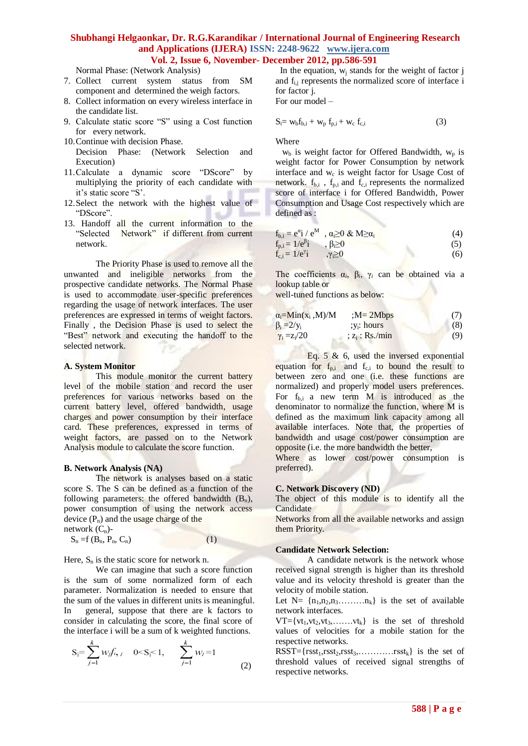Normal Phase: (Network Analysis)

7. Collect current system status from SM component and determined the weigh factors.
8. Collect information on every wireless interface in the candidate list.
9. Calculate static score "S" using a Cost function for every network.
10. Continue with decision Phase.

Decision Phase: (Network Selection and Execution)

11. Calculate a dynamic score "DScore" by multiplying the priority of each candidate with it's static score "S'.
12. Select the network with the highest value of "DScore".
13. Handoff all the current information to the "Selected Network" if different from current network.

The Priority Phase is used to remove all the unwanted and ineligible networks from the prospective candidate networks. The Normal Phase is used to accommodate user-specific preferences regarding the usage of network interfaces. The user preferences are expressed in terms of weight factors. Finally , the Decision Phase is used to select the "Best" network and executing the handoff to the selected network.

### A. System Monitor

This module monitor the current battery level of the mobile station and record the user preferences for various networks based on the current battery level, offered bandwidth, usage charges and power consumption by their interface card. These preferences, expressed in terms of weight factors, are passed on to the Network Analysis module to calculate the score function.

### B. Network Analysis (NA)

The network is analyses based on a static score S. The S can be defined as a function of the following parameters: the offered bandwidth ($B_n$), power consumption of using the network access device ($P_n$) and the usage charge of the network ($C_n$)-

$$S_n = f\,(B_n, P_n, C_n) \qquad (1)$$

Here, $S_n$ is the static score for network n.

We can imagine that such a score function is the sum of some normalized form of each parameter. Normalization is needed to ensure that the sum of the values in different units is meaningful. In general, suppose that there are k factors to consider in calculating the score, the final score of the interface i will be a sum of k weighted functions.

$$S_i = \sum_{j=1}^{k} w_j f_{i,j} \quad 0 < S_i < 1, \qquad \sum_{j=1}^{k} w_j = 1 \qquad (2)$$

In the equation, $w_j$ stands for the weight of factor j and $f_{i,j}$ represents the normalized score of interface i for factor j.

For our model –

$$S_i = w_b f_{b,i} + w_p\, f_{p,i} + w_c\, f_{c,i} \qquad (3)$$

Where

$w_b$ is weight factor for Offered Bandwidth, $w_p$ is weight factor for Power Consumption by network interface and $w_c$ is weight factor for Usage Cost of network. $f_{b,i}$ , $f_{p,i}$ and $f_{c,i}$ represents the normalized score of interface i for Offered Bandwidth, Power Consumption and Usage Cost respectively which are defined as :

$$f_{b,i} = e^{\alpha_i} / e^{M} \;,\; \alpha_i \geq 0 \;\&\; M \geq \alpha_i \qquad (4)$$

$$f_{p,i} = 1/e^{\beta_i} \;,\; \beta_i \geq 0 \qquad (5)$$

$$f_{c,i} = 1/e^{\gamma_i} \;,\; \gamma_i \geq 0 \qquad (6)$$

The coefficients $\alpha_i$, $\beta_i$, $\gamma_i$ can be obtained via a lookup table or well-tuned functions as below:

$$\alpha_i = \mathrm{Min}(x_i\,, M)/M \quad ; M = 2\text{Mbps} \qquad (7)$$

$$\beta_i = 2/y_i \quad ; y_i\text{: hours} \qquad (8)$$

$$\gamma_i = z_i/20 \quad ; z_i : \text{Rs./min} \qquad (9)$$

Eq. 5 & 6, used the inversed exponential equation for $f_{p,i}$ and $f_{c,i}$ to bound the result to between zero and one (i.e. these functions are normalized) and properly model users preferences. For $f_{b,i}$ a new term M is introduced as the denominator to normalize the function, where M is defined as the maximum link capacity among all available interfaces. Note that, the properties of bandwidth and usage cost/power consumption are opposite (i.e. the more bandwidth the better, Where as lower cost/power consumption is preferred).

### C. Network Discovery (ND)

The object of this module is to identify all the Candidate Networks from all the available networks and assign them Priority.

### Candidate Network Selection:

A candidate network is the network whose received signal strength is higher than its threshold value and its velocity threshold is greater than the velocity of mobile station.

Let N= $\{n_1,n_2,n_3\ldots\ldots\ldots n_k\}$ is the set of available network interfaces.

VT=$\{vt_1,vt_2,vt_3,\ldots\ldots.vt_k\}$ is the set of threshold values of velocities for a mobile station for the respective networks.

RSST=$\{rsst_1,rsst_2,rsst_3,\ldots\ldots\ldots\ldots rsst_k\}$ is the set of threshold values of received signal strengths of respective networks.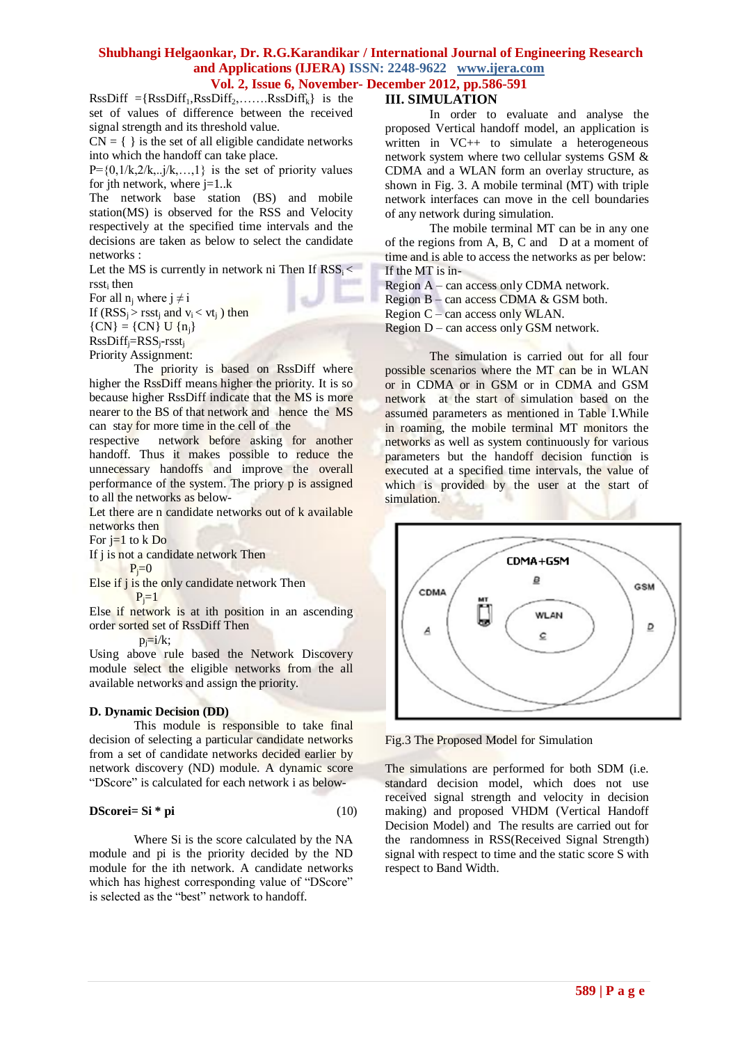$RssDiff = \{RssDiff_1, RssDiff_2, \ldots\ldots RssDiff_k\}$ is the set of values of difference between the received signal strength and its threshold value.

CN = { } is the set of all eligible candidate networks into which the handoff can take place.

$P=\{0,1/k,2/k,..j/k,\ldots,1\}$ is the set of priority values for jth network, where j=1..k

The network base station (BS) and mobile station(MS) is observed for the RSS and Velocity respectively at the specified time intervals and the decisions are taken as below to select the candidate networks :

Let the MS is currently in network ni Then If $RSS_i < rsst_i$ then

For all $n_j$ where $j \neq i$

If ($RSS_j > rsst_j$ and $v_i < vt_j$ ) then

$\{CN\} = \{CN\} \cup \{n_j\}$

$RssDiff_j=RSS_j-rsst_j$

Priority Assignment:

The priority is based on RssDiff where higher the RssDiff means higher the priority. It is so because higher RssDiff indicate that the MS is more nearer to the BS of that network and hence the MS can stay for more time in the cell of the respective network before asking for another handoff. Thus it makes possible to reduce the unnecessary handoffs and improve the overall performance of the system. The priory p is assigned to all the networks as below-

Let there are n candidate networks out of k available networks then

For j=1 to k Do

If j is not a candidate network Then

$P_j=0$

Else if j is the only candidate network Then

$P_j=1$

Else if network is at ith position in an ascending order sorted set of RssDiff Then

$p_j=i/k;$

Using above rule based the Network Discovery module select the eligible networks from the all available networks and assign the priority.

**D. Dynamic Decision (DD)**

This module is responsible to take final decision of selecting a particular candidate networks from a set of candidate networks decided earlier by network discovery (ND) module. A dynamic score "DScore" is calculated for each network i as below-

$$\textbf{DScore}_i = \textbf{S}_i * \textbf{p}_i \qquad (10)$$

Where Si is the score calculated by the NA module and pi is the priority decided by the ND module for the ith network. A candidate networks which has highest corresponding value of "DScore" is selected as the "best" network to handoff.

## III. SIMULATION

In order to evaluate and analyse the proposed Vertical handoff model, an application is written in VC++ to simulate a heterogeneous network system where two cellular systems GSM & CDMA and a WLAN form an overlay structure, as shown in Fig. 3. A mobile terminal (MT) with triple network interfaces can move in the cell boundaries of any network during simulation.

The mobile terminal MT can be in any one of the regions from A, B, C and D at a moment of time and is able to access the networks as per below:

If the MT is in-

Region A – can access only CDMA network.
Region B – can access CDMA & GSM both.
Region C – can access only WLAN.
Region D – can access only GSM network.

The simulation is carried out for all four possible scenarios where the MT can be in WLAN or in CDMA or in GSM or in CDMA and GSM network at the start of simulation based on the assumed parameters as mentioned in Table I.While in roaming, the mobile terminal MT monitors the networks as well as system continuously for various parameters but the handoff decision function is executed at a specified time intervals, the value of which is provided by the user at the start of simulation.

Fig.3 The Proposed Model for Simulation

The simulations are performed for both SDM (i.e. standard decision model, which does not use received signal strength and velocity in decision making) and proposed VHDM (Vertical Handoff Decision Model) and The results are carried out for the randomness in RSS(Received Signal Strength) signal with respect to time and the static score S with respect to Band Width.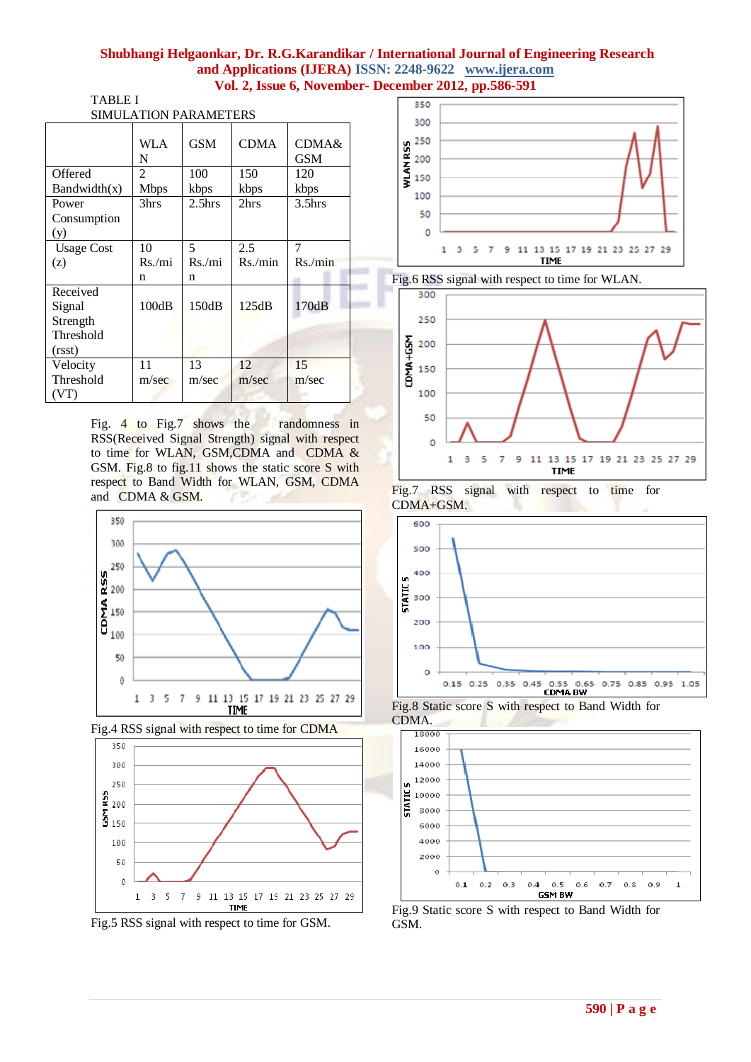TABLE I

SIMULATION PARAMETERS

| | WLAN | GSM | CDMA | CDMA& GSM |
|---|---|---|---|---|
| Offered Bandwidth(x) | 2 Mbps | 100 kbps | 150 kbps | 120 kbps |
| Power Consumption (y) | 3hrs | 2.5hrs | 2hrs | 3.5hrs |
| Usage Cost (z) | 10 Rs./min | 5 Rs./min | 2.5 Rs./min | 7 Rs./min |
| Received Signal Strength Threshold (rsst) | 100dB | 150dB | 125dB | 170dB |
| Velocity Threshold (VT) | 11 m/sec | 13 m/sec | 12 m/sec | 15 m/sec |

Fig. 4 to Fig.7 shows the randomness in RSS(Received Signal Strength) signal with respect to time for WLAN, GSM,CDMA and CDMA & GSM. Fig.8 to fig.11 shows the static score S with respect to Band Width for WLAN, GSM, CDMA and CDMA & GSM.

Fig.4 RSS signal with respect to time for CDMA

Fig.5 RSS signal with respect to time for GSM.

Fig.6 RSS signal with respect to time for WLAN.

Fig.7 RSS signal with respect to time for CDMA+GSM.

Fig.8 Static score S with respect to Band Width for CDMA.

Fig.9 Static score S with respect to Band Width for GSM.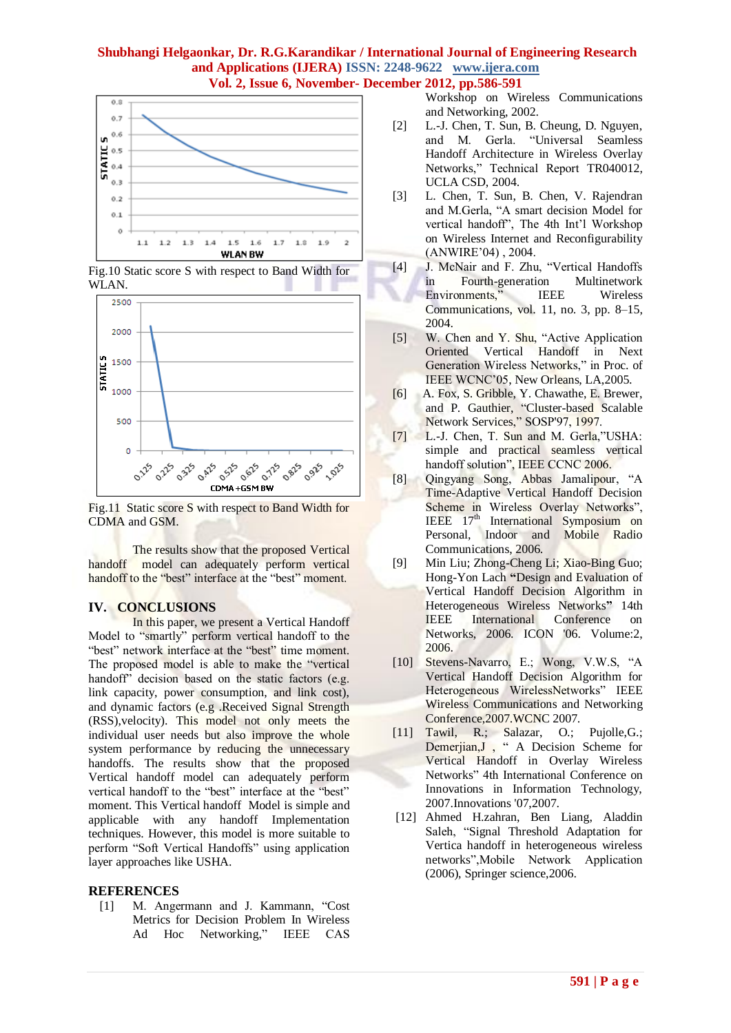0.8
0.7
0.6
0.5
0.4
0.3
0.2
0.1
0
STATIC S
1.1 1.2 1.3 1.4 1.5 1.6 1.7 1.8 1.9 2
WLAN BW

Fig.10 Static score S with respect to Band Width for WLAN.

2500
2000
1500
1000
500
0
STATIC S
0.125 0.225 0.325 0.425 0.525 0.625 0.725 0.825 0.925 1.025
CDMA +GSM BW

Fig.11 Static score S with respect to Band Width for CDMA and GSM.

The results show that the proposed Vertical handoff model can adequately perform vertical handoff to the "best" interface at the "best" moment.

## IV. CONCLUSIONS

In this paper, we present a Vertical Handoff Model to "smartly" perform vertical handoff to the "best" network interface at the "best" time moment. The proposed model is able to make the "vertical handoff" decision based on the static factors (e.g. link capacity, power consumption, and link cost), and dynamic factors (e.g .Received Signal Strength (RSS),velocity). This model not only meets the individual user needs but also improve the whole system performance by reducing the unnecessary handoffs. The results show that the proposed Vertical handoff model can adequately perform vertical handoff to the "best" interface at the "best" moment. This Vertical handoff Model is simple and applicable with any handoff Implementation techniques. However, this model is more suitable to perform "Soft Vertical Handoffs" using application layer approaches like USHA.

## REFERENCES

[1] M. Angermann and J. Kammann, "Cost Metrics for Decision Problem In Wireless Ad Hoc Networking," IEEE CAS Workshop on Wireless Communications and Networking, 2002.

[2] L.-J. Chen, T. Sun, B. Cheung, D. Nguyen, and M. Gerla. "Universal Seamless Handoff Architecture in Wireless Overlay Networks," Technical Report TR040012, UCLA CSD, 2004.

[3] L. Chen, T. Sun, B. Chen, V. Rajendran and M.Gerla, "A smart decision Model for vertical handoff", The 4th Int'l Workshop on Wireless Internet and Reconfigurability (ANWIRE'04) , 2004.

[4] J. McNair and F. Zhu, "Vertical Handoffs in Fourth-generation Multinetwork Environments," IEEE Wireless Communications, vol. 11, no. 3, pp. 8–15, 2004.

[5] W. Chen and Y. Shu, "Active Application Oriented Vertical Handoff in Next Generation Wireless Networks," in Proc. of IEEE WCNC'05, New Orleans, LA,2005.

[6] A. Fox, S. Gribble, Y. Chawathe, E. Brewer, and P. Gauthier, "Cluster-based Scalable Network Services," SOSP'97, 1997.

[7] L.-J. Chen, T. Sun and M. Gerla,"USHA: simple and practical seamless vertical handoff solution", IEEE CCNC 2006.

[8] Qingyang Song, Abbas Jamalipour, "A Time-Adaptive Vertical Handoff Decision Scheme in Wireless Overlay Networks", IEEE 17th International Symposium on Personal, Indoor and Mobile Radio Communications, 2006.

[9] Min Liu; Zhong-Cheng Li; Xiao-Bing Guo; Hong-Yon Lach **"**Design and Evaluation of Vertical Handoff Decision Algorithm in Heterogeneous Wireless Networks**"** 14th IEEE International Conference on Networks, 2006. ICON '06. Volume:2, 2006.

[10] Stevens-Navarro, E.; Wong, V.W.S, "A Vertical Handoff Decision Algorithm for Heterogeneous WirelessNetworks" IEEE Wireless Communications and Networking Conference,2007.WCNC 2007.

[11] Tawil, R.; Salazar, O.; Pujolle,G.; Demerjian,J , " A Decision Scheme for Vertical Handoff in Overlay Wireless Networks" 4th International Conference on Innovations in Information Technology, 2007.Innovations '07,2007.

[12] Ahmed H.zahran, Ben Liang, Aladdin Saleh, "Signal Threshold Adaptation for Vertica handoff in heterogeneous wireless networks",Mobile Network Application (2006), Springer science,2006.